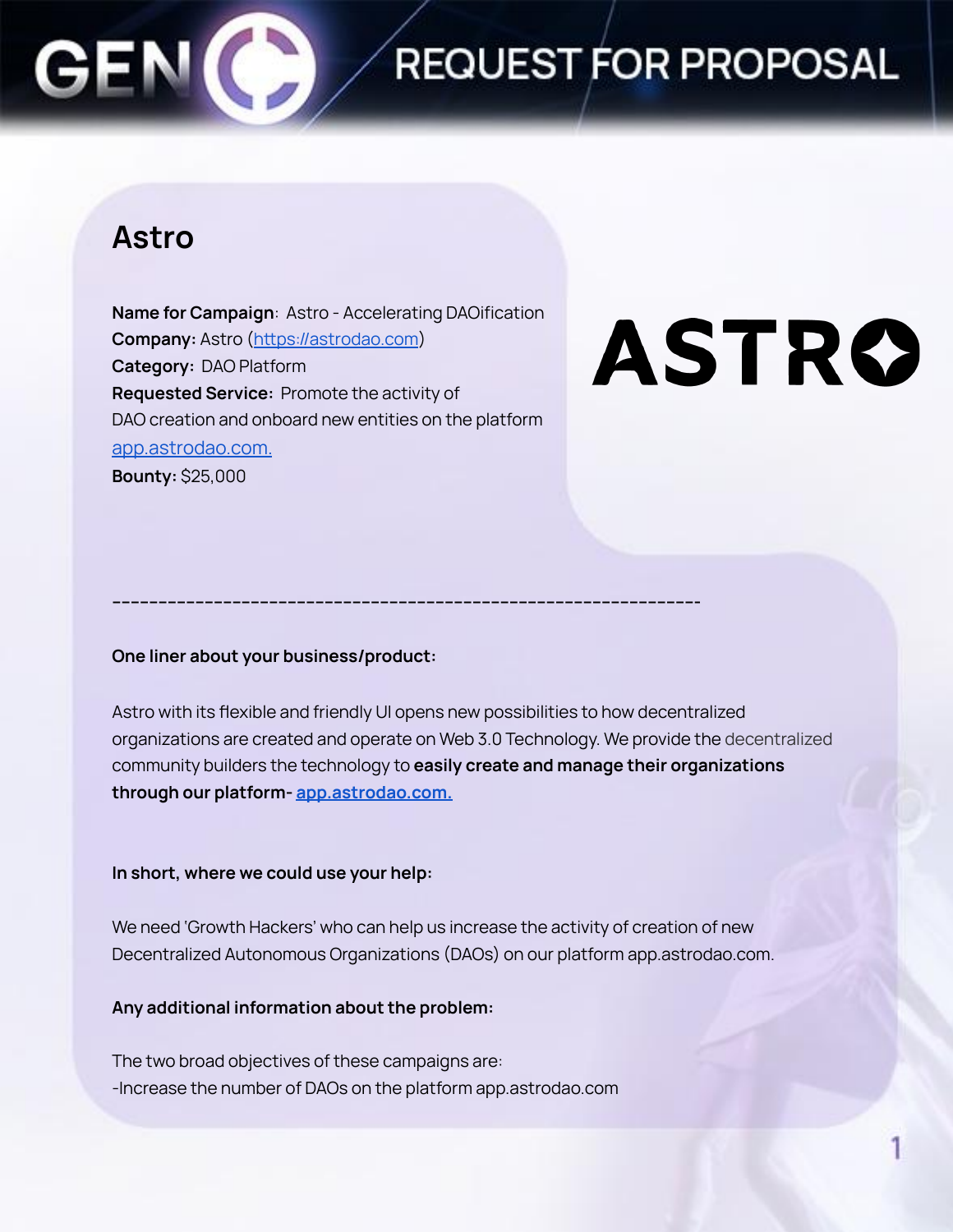# REQUEST FOR PROPOSAL

## Astro

**Name for Campaign**: Astro - Accelerating DAOification
**Company:** Astro (https://astrodao.com)
**Category:** DAO Platform
**Requested Service:** Promote the activity of DAO creation and onboard new entities on the platform app.astrodao.com.
**Bounty:** $25,000

---

**One liner about your business/product:**

Astro with its flexible and friendly UI opens new possibilities to how decentralized organizations are created and operate on Web 3.0 Technology. We provide the decentralized community builders the technology to **easily create and manage their organizations through our platform- app.astrodao.com.**

**In short, where we could use your help:**

We need 'Growth Hackers' who can help us increase the activity of creation of new Decentralized Autonomous Organizations (DAOs) on our platform app.astrodao.com.

**Any additional information about the problem:**

The two broad objectives of these campaigns are:
-Increase the number of DAOs on the platform app.astrodao.com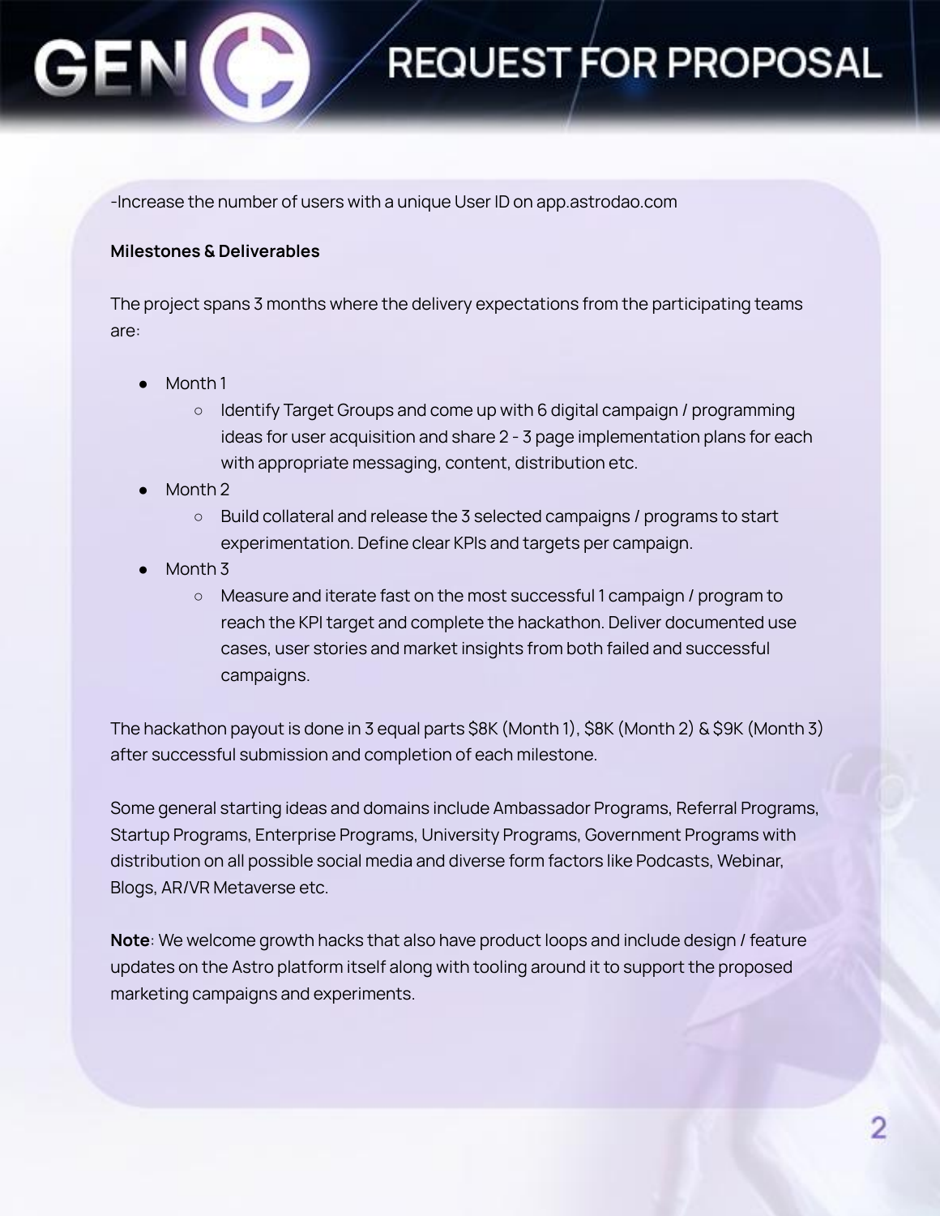-Increase the number of users with a unique User ID on app.astrodao.com

**Milestones & Deliverables**

The project spans 3 months where the delivery expectations from the participating teams are:

- Month 1
  - Identify Target Groups and come up with 6 digital campaign / programming ideas for user acquisition and share 2 - 3 page implementation plans for each with appropriate messaging, content, distribution etc.
- Month 2
  - Build collateral and release the 3 selected campaigns / programs to start experimentation. Define clear KPIs and targets per campaign.
- Month 3
  - Measure and iterate fast on the most successful 1 campaign / program to reach the KPI target and complete the hackathon. Deliver documented use cases, user stories and market insights from both failed and successful campaigns.

The hackathon payout is done in 3 equal parts $8K (Month 1), $8K (Month 2) & $9K (Month 3) after successful submission and completion of each milestone.

Some general starting ideas and domains include Ambassador Programs, Referral Programs, Startup Programs, Enterprise Programs, University Programs, Government Programs with distribution on all possible social media and diverse form factors like Podcasts, Webinar, Blogs, AR/VR Metaverse etc.

**Note**: We welcome growth hacks that also have product loops and include design / feature updates on the Astro platform itself along with tooling around it to support the proposed marketing campaigns and experiments.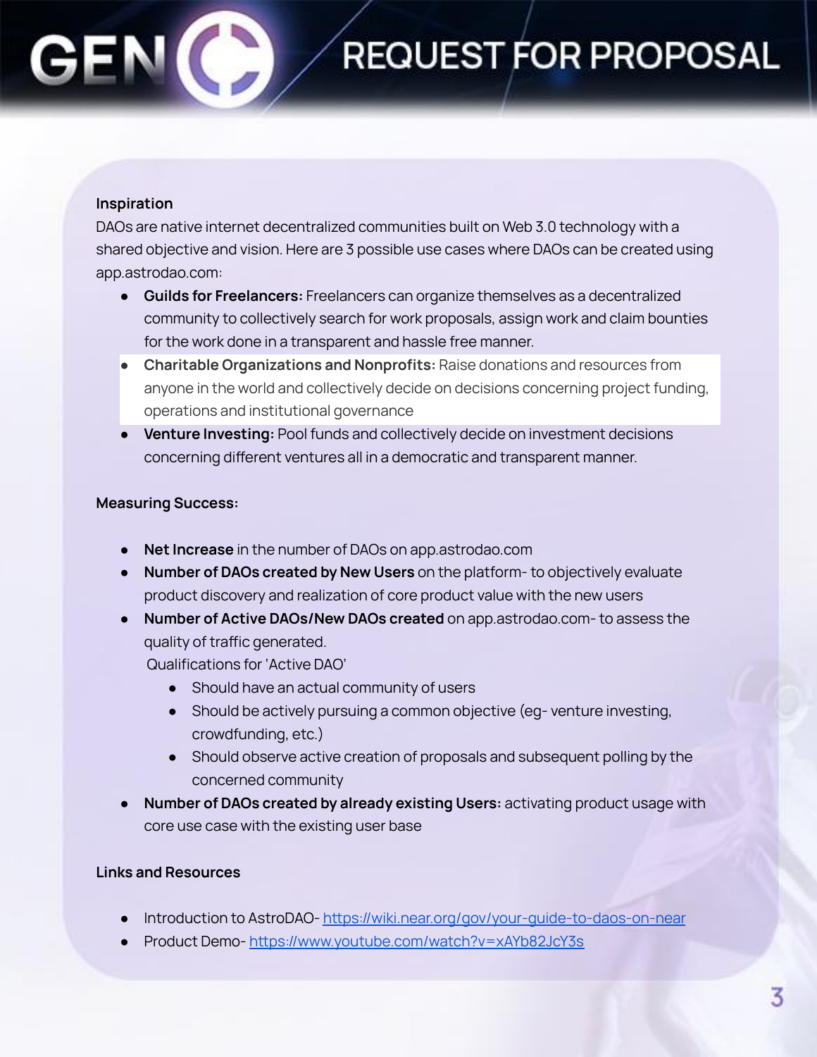# REQUEST FOR PROPOSAL

**Inspiration**

DAOs are native internet decentralized communities built on Web 3.0 technology with a shared objective and vision. Here are 3 possible use cases where DAOs can be created using app.astrodao.com:

- **Guilds for Freelancers:** Freelancers can organize themselves as a decentralized community to collectively search for work proposals, assign work and claim bounties for the work done in a transparent and hassle free manner.
- **Charitable Organizations and Nonprofits:** Raise donations and resources from anyone in the world and collectively decide on decisions concerning project funding, operations and institutional governance
- **Venture Investing:** Pool funds and collectively decide on investment decisions concerning different ventures all in a democratic and transparent manner.

**Measuring Success:**

- **Net Increase** in the number of DAOs on app.astrodao.com
- **Number of DAOs created by New Users** on the platform- to objectively evaluate product discovery and realization of core product value with the new users
- **Number of Active DAOs/New DAOs created** on app.astrodao.com- to assess the quality of traffic generated.
  Qualifications for 'Active DAO'
  - Should have an actual community of users
  - Should be actively pursuing a common objective (eg- venture investing, crowdfunding, etc.)
  - Should observe active creation of proposals and subsequent polling by the concerned community
- **Number of DAOs created by already existing Users:** activating product usage with core use case with the existing user base

**Links and Resources**

- Introduction to AstroDAO- [https://wiki.near.org/gov/your-guide-to-daos-on-near](https://wiki.near.org/gov/your-guide-to-daos-on-near)
- Product Demo- [https://www.youtube.com/watch?v=xAYb82JcY3s](https://www.youtube.com/watch?v=xAYb82JcY3s)